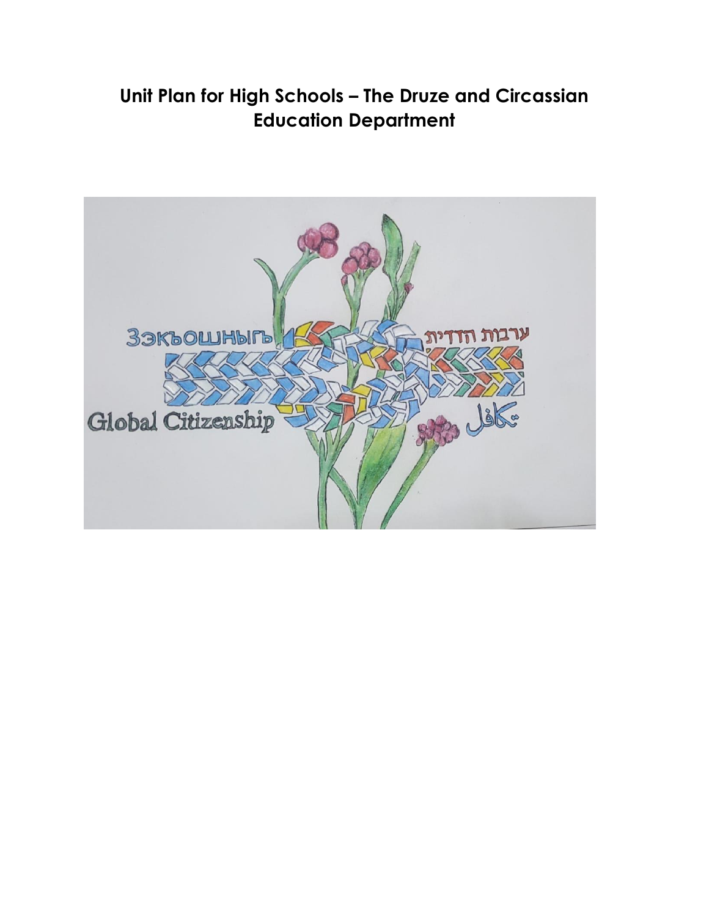# Unit Plan for High Schools – The Druze and Circassian Education Department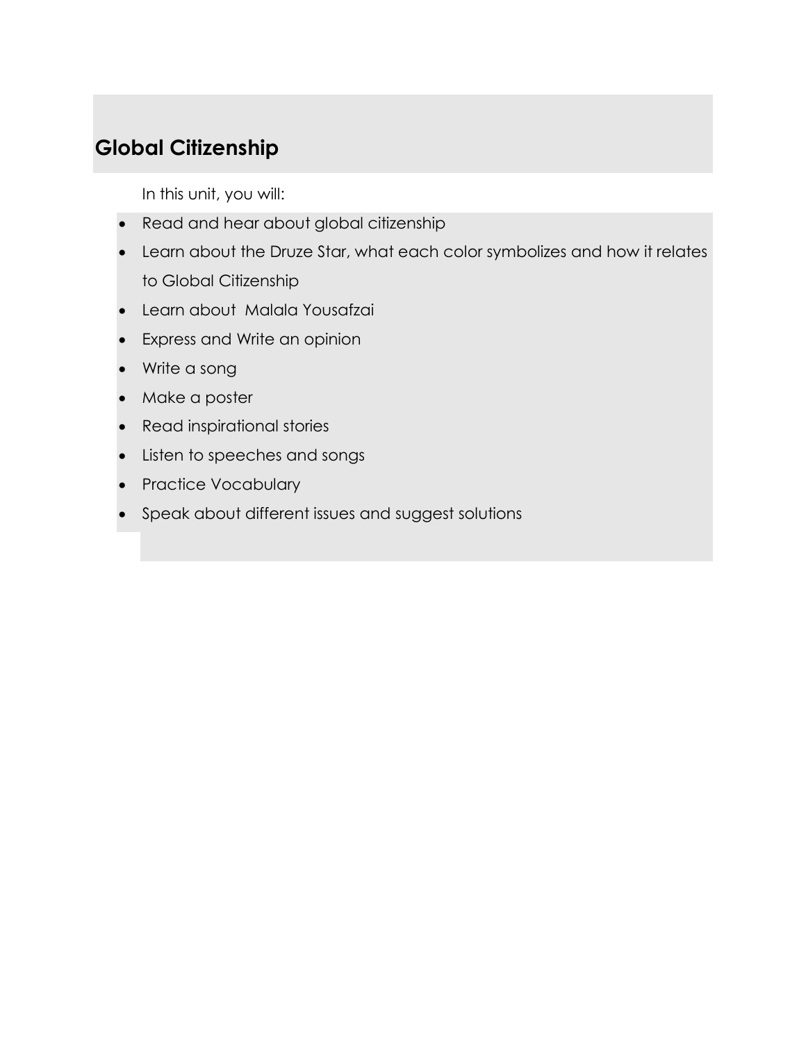## Global Citizenship

In this unit, you will:

- Read and hear about global citizenship
- Learn about the Druze Star, what each color symbolizes and how it relates to Global Citizenship
- Learn about  Malala Yousafzai
- Express and Write an opinion
- Write a song
- Make a poster
- Read inspirational stories
- Listen to speeches and songs
- Practice Vocabulary
- Speak about different issues and suggest solutions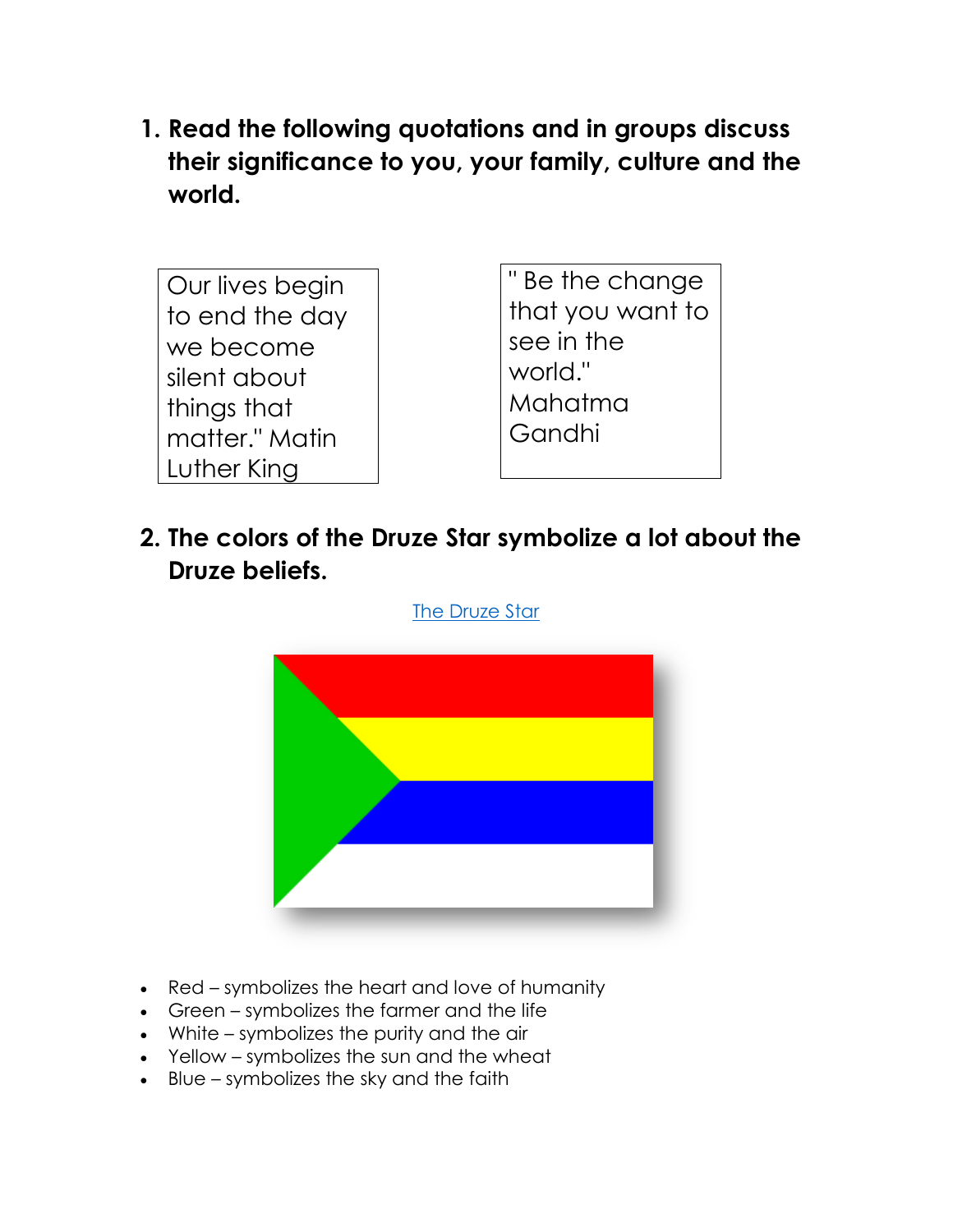1. **Read the following quotations and in groups discuss their significance to you, your family, culture and the world.**

| Our lives begin to end the day we become silent about things that matter." Matin Luther King |
| --- |

| " Be the change that you want to see in the world." Mahatma Gandhi |
| --- |

2. **The colors of the Druze Star symbolize a lot about the Druze beliefs.**

[The Druze Star]

- Red – symbolizes the heart and love of humanity
- Green – symbolizes the farmer and the life
- White – symbolizes the purity and the air
- Yellow – symbolizes the sun and the wheat
- Blue – symbolizes the sky and the faith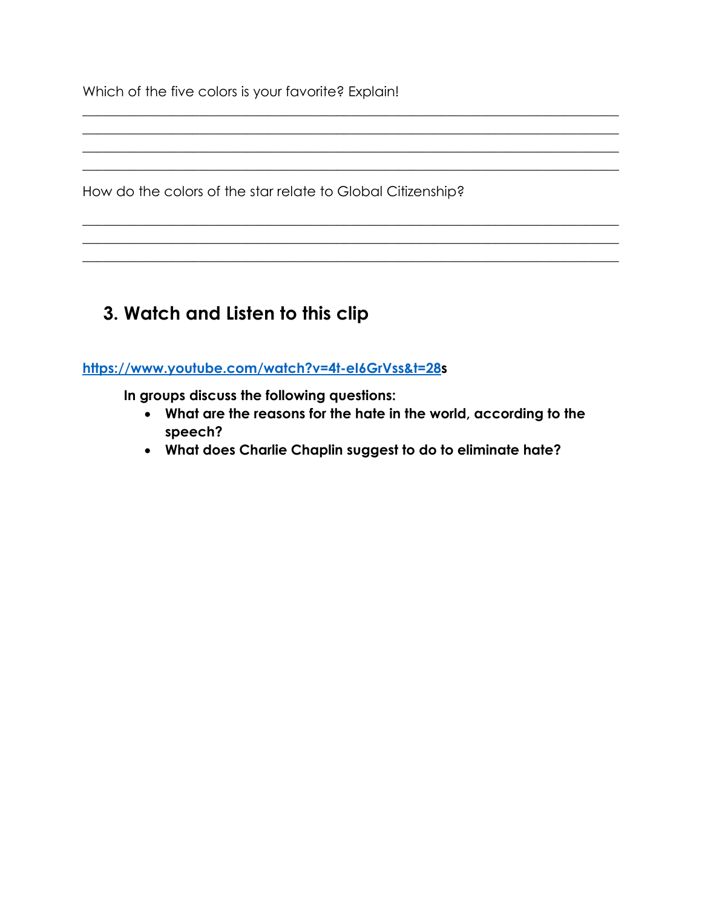Which of the five colors is your favorite? Explain!

_______________________________________________________________________________
_______________________________________________________________________________
_______________________________________________________________________________
_______________________________________________________________________________

How do the colors of the star relate to Global Citizenship?

_______________________________________________________________________________
_______________________________________________________________________________
_______________________________________________________________________________

## 3. Watch and Listen to this clip

**[https://www.youtube.com/watch?v=4t-el6GrVss&t=28](https://www.youtube.com/watch?v=4t-el6GrVss&t=28)s**

**In groups discuss the following questions:**

- **What are the reasons for the hate in the world, according to the speech?**
- **What does Charlie Chaplin suggest to do to eliminate hate?**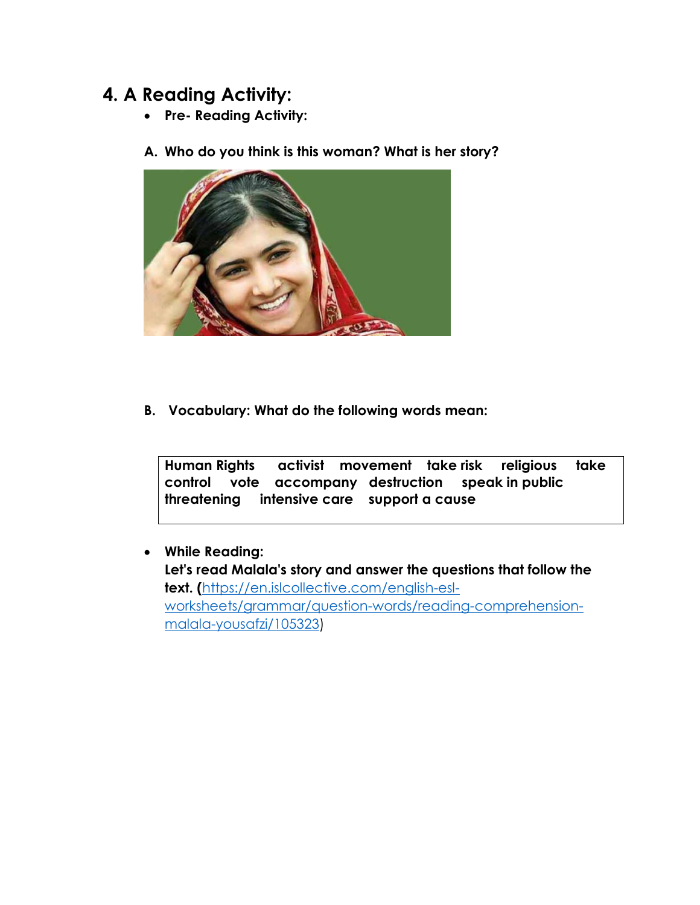## 4. A Reading Activity:

- **Pre- Reading Activity:**

**A. Who do you think is this woman? What is her story?**

**B. Vocabulary: What do the following words mean:**

| **Human Rights activist movement take risk religious take control vote accompany destruction speak in public threatening intensive care support a cause** |
|---|

- **While Reading:**
  **Let's read Malala's story and answer the questions that follow the text. (**[https://en.islcollective.com/english-esl-worksheets/grammar/question-words/reading-comprehension-malala-yousafzi/105323](https://en.islcollective.com/english-esl-worksheets/grammar/question-words/reading-comprehension-malala-yousafzi/105323))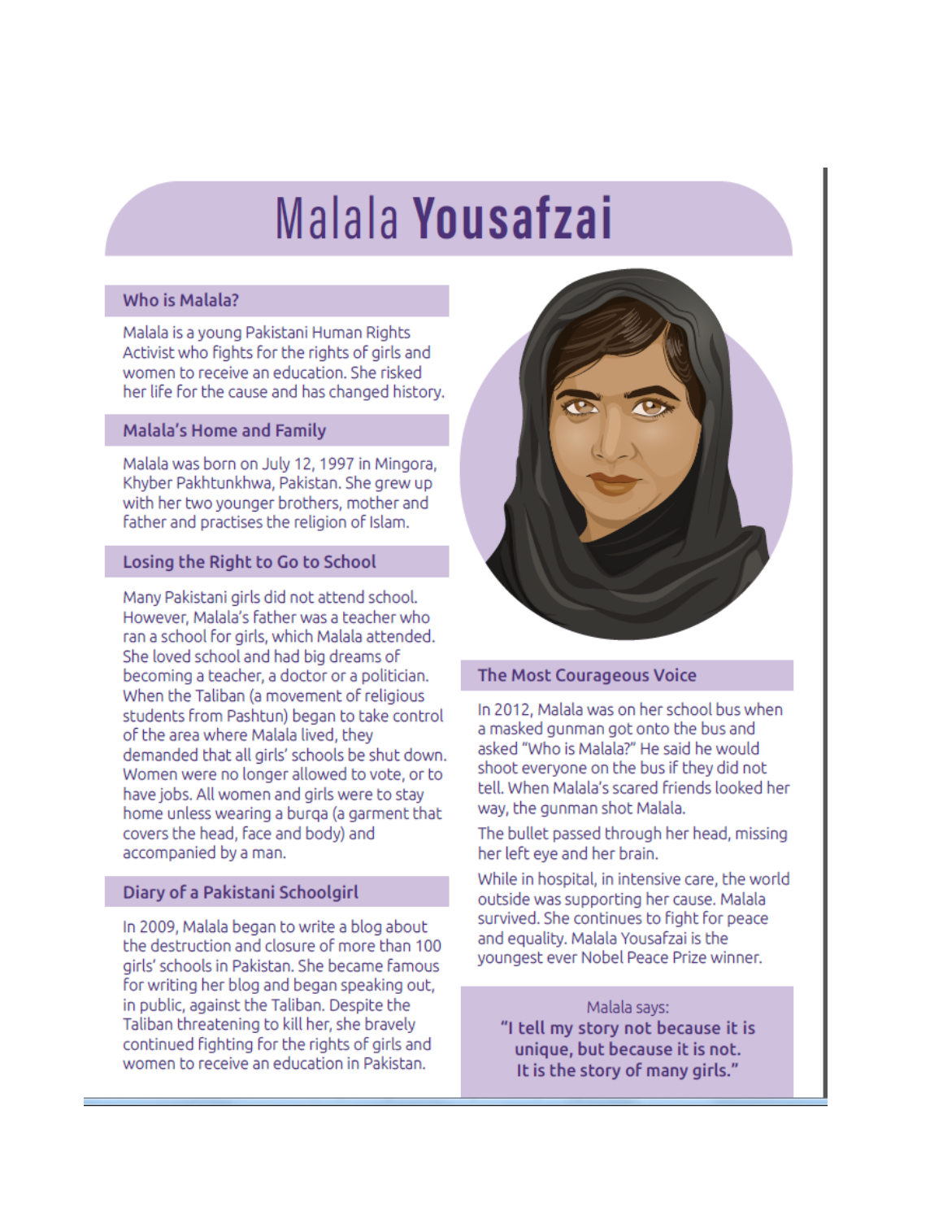# Malala **Yousafzai**

## Who is Malala?

Malala is a young Pakistani Human Rights Activist who fights for the rights of girls and women to receive an education. She risked her life for the cause and has changed history.

## Malala's Home and Family

Malala was born on July 12, 1997 in Mingora, Khyber Pakhtunkhwa, Pakistan. She grew up with her two younger brothers, mother and father and practises the religion of Islam.

## Losing the Right to Go to School

Many Pakistani girls did not attend school. However, Malala's father was a teacher who ran a school for girls, which Malala attended. She loved school and had big dreams of becoming a teacher, a doctor or a politician. When the Taliban (a movement of religious students from Pashtun) began to take control of the area where Malala lived, they demanded that all girls' schools be shut down. Women were no longer allowed to vote, or to have jobs. All women and girls were to stay home unless wearing a burqa (a garment that covers the head, face and body) and accompanied by a man.

## Diary of a Pakistani Schoolgirl

In 2009, Malala began to write a blog about the destruction and closure of more than 100 girls' schools in Pakistan. She became famous for writing her blog and began speaking out, in public, against the Taliban. Despite the Taliban threatening to kill her, she bravely continued fighting for the rights of girls and women to receive an education in Pakistan.

## The Most Courageous Voice

In 2012, Malala was on her school bus when a masked gunman got onto the bus and asked "Who is Malala?" He said he would shoot everyone on the bus if they did not tell. When Malala's scared friends looked her way, the gunman shot Malala.

The bullet passed through her head, missing her left eye and her brain.

While in hospital, in intensive care, the world outside was supporting her cause. Malala survived. She continues to fight for peace and equality. Malala Yousafzai is the youngest ever Nobel Peace Prize winner.

Malala says:
**"I tell my story not because it is unique, but because it is not. It is the story of many girls."**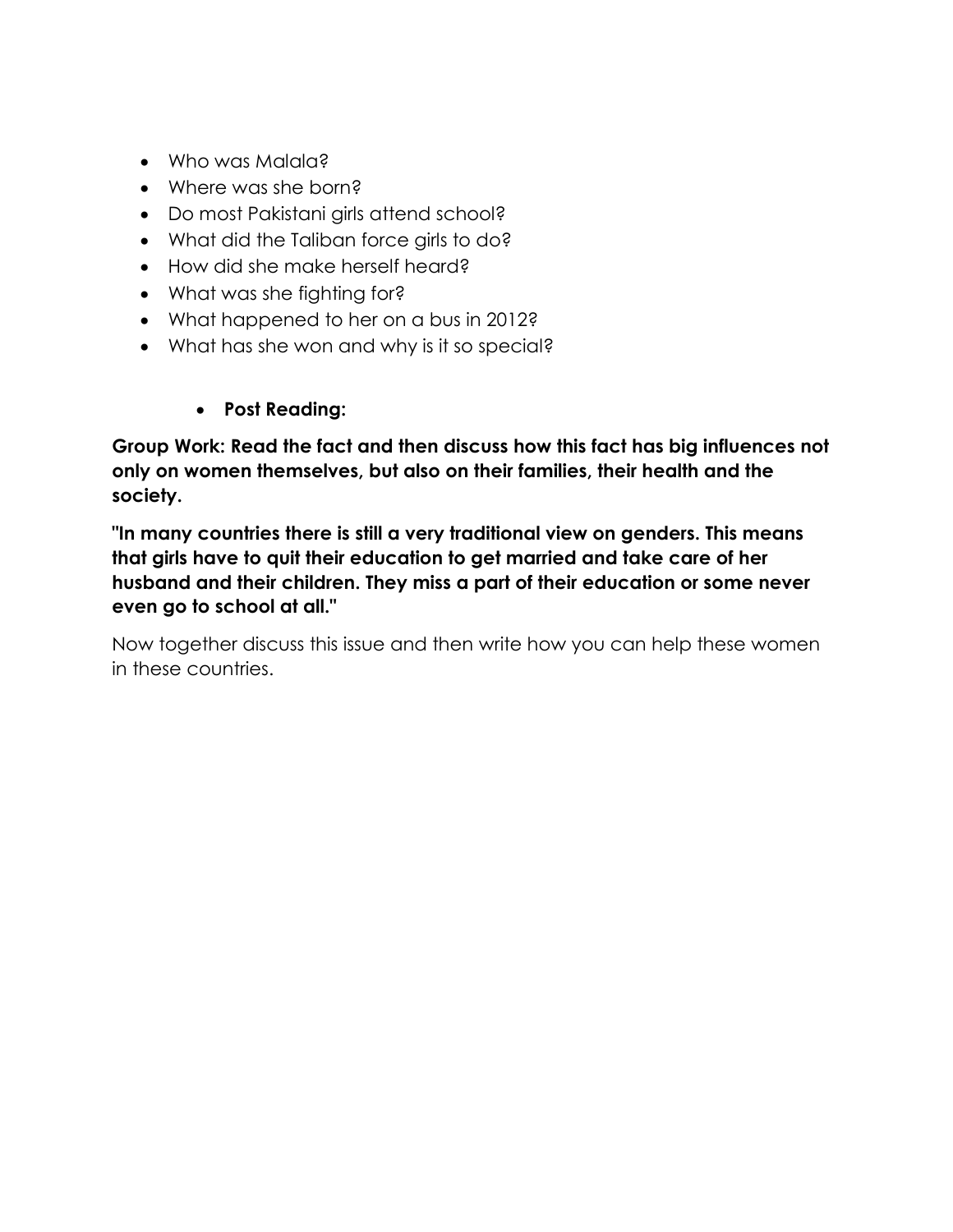- Who was Malala?
- Where was she born?
- Do most Pakistani girls attend school?
- What did the Taliban force girls to do?
- How did she make herself heard?
- What was she fighting for?
- What happened to her on a bus in 2012?
- What has she won and why is it so special?

- **Post Reading:**

**Group Work: Read the fact and then discuss how this fact has big influences not only on women themselves, but also on their families, their health and the society.**

**"In many countries there is still a very traditional view on genders. This means that girls have to quit their education to get married and take care of her husband and their children. They miss a part of their education or some never even go to school at all."**

Now together discuss this issue and then write how you can help these women in these countries.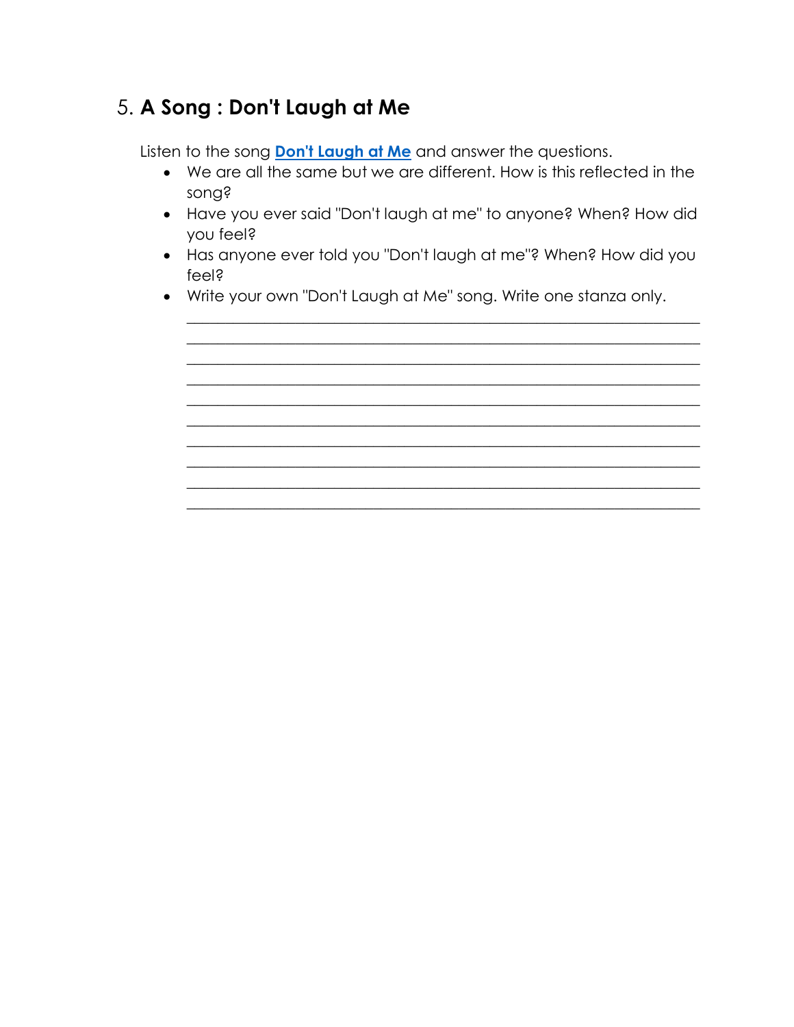## 5. **A Song : Don't Laugh at Me**

Listen to the song **Don't Laugh at Me** and answer the questions.

- We are all the same but we are different. How is this reflected in the song?
- Have you ever said "Don't laugh at me" to anyone? When? How did you feel?
- Has anyone ever told you "Don't laugh at me"? When? How did you feel?
- Write your own "Don't Laugh at Me" song. Write one stanza only.

  ______________________________________________________________

  ______________________________________________________________

  ______________________________________________________________

  ______________________________________________________________

  ______________________________________________________________

  ______________________________________________________________

  ______________________________________________________________

  ______________________________________________________________

  ______________________________________________________________

  ______________________________________________________________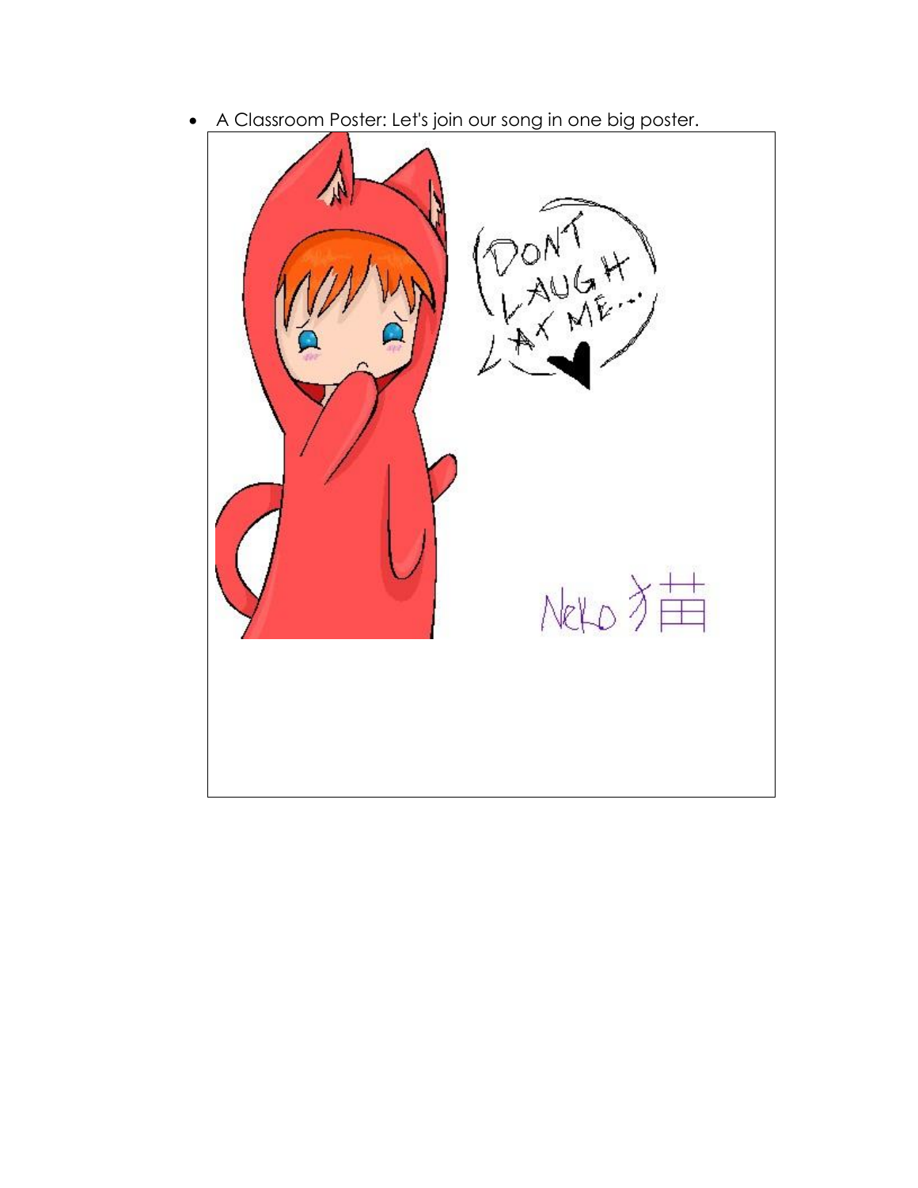- A Classroom Poster: Let's join our song in one big poster.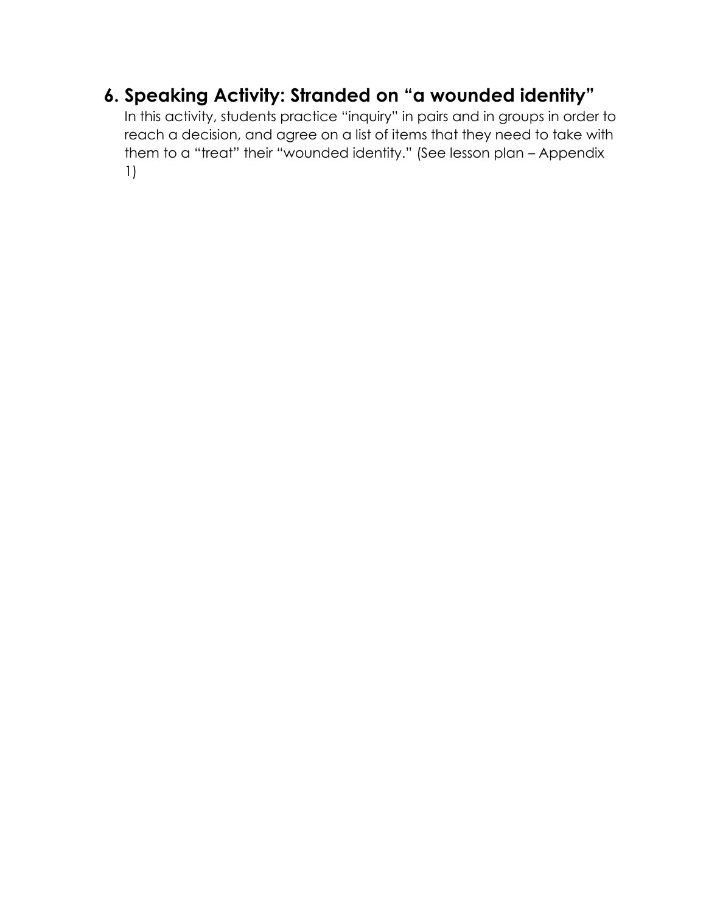## 6. Speaking Activity: Stranded on "a wounded identity"

In this activity, students practice "inquiry" in pairs and in groups in order to reach a decision, and agree on a list of items that they need to take with them to a "treat" their "wounded identity." (See lesson plan – Appendix 1)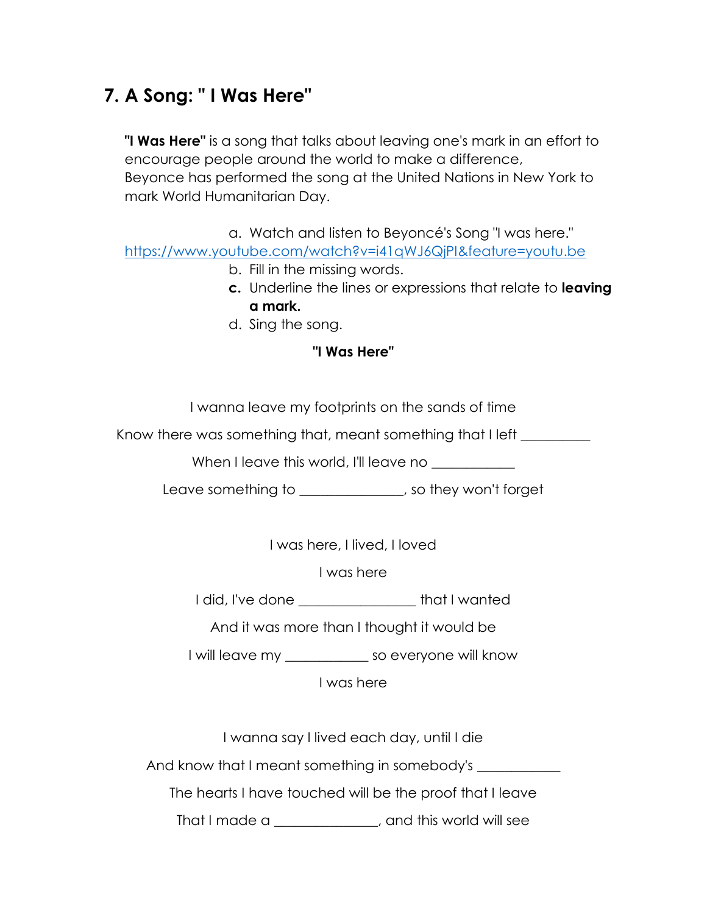## 7. A Song: " I Was Here"

**"I Was Here"** is a song that talks about leaving one's mark in an effort to encourage people around the world to make a difference,
Beyonce has performed the song at the United Nations in New York to mark World Humanitarian Day.

a. Watch and listen to Beyoncé's Song "I was here."
https://www.youtube.com/watch?v=i41qWJ6QjPI&feature=youtu.be
b. Fill in the missing words.
**c.** Underline the lines or expressions that relate to **leaving a mark.**
d. Sing the song.

**"I Was Here"**

I wanna leave my footprints on the sands of time

Know there was something that, meant something that I left __________

When I leave this world, I'll leave no ____________

Leave something to _______________, so they won't forget

I was here, I lived, I loved

I was here

I did, I've done _________________ that I wanted

And it was more than I thought it would be

I will leave my ____________ so everyone will know

I was here

I wanna say I lived each day, until I die

And know that I meant something in somebody's ____________

The hearts I have touched will be the proof that I leave

That I made a _______________, and this world will see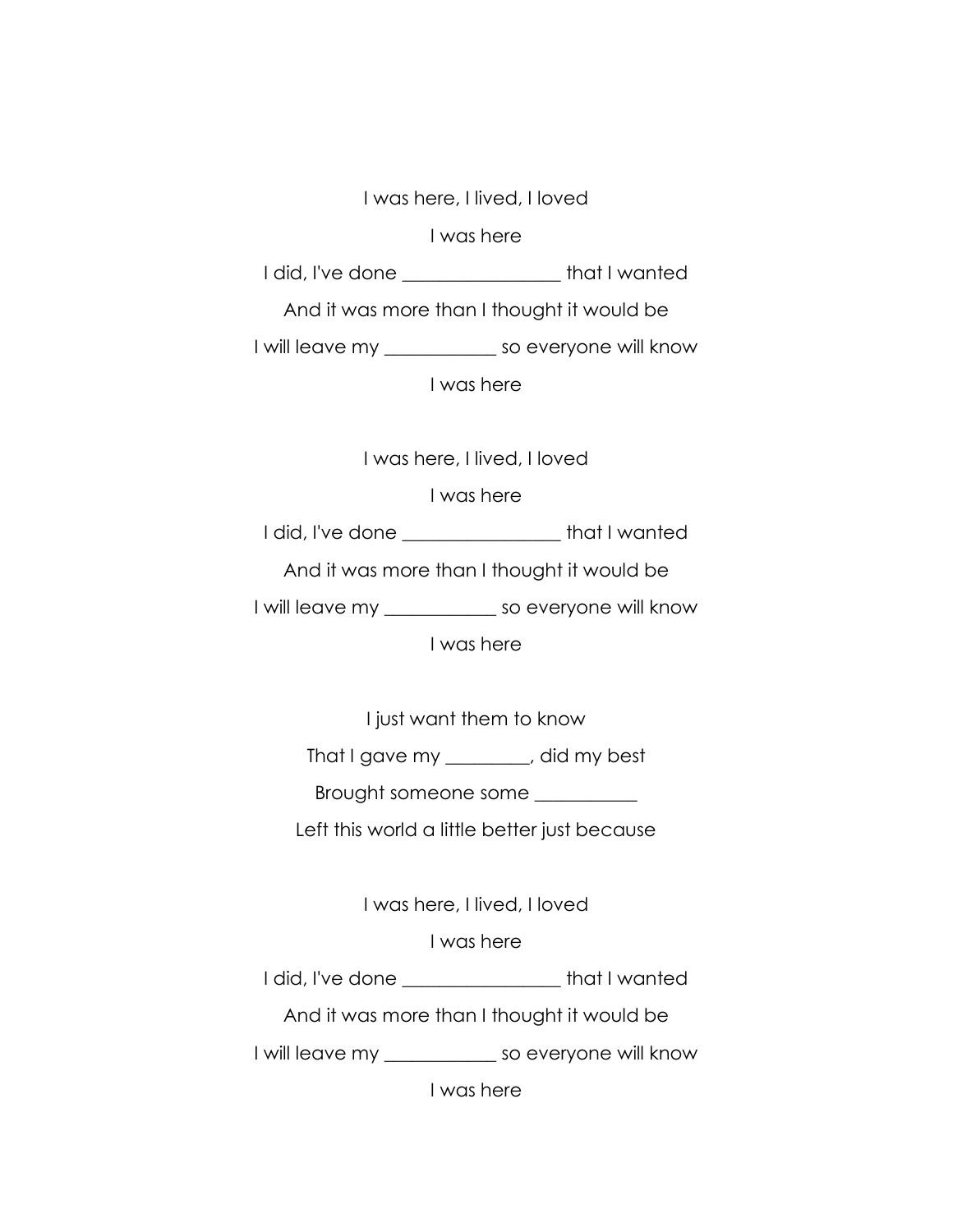I was here, I lived, I loved

I was here

I did, I've done ________________ that I wanted

And it was more than I thought it would be

I will leave my ___________ so everyone will know

I was here

I was here, I lived, I loved

I was here

I did, I've done ________________ that I wanted

And it was more than I thought it would be

I will leave my ___________ so everyone will know

I was here

I just want them to know

That I gave my _________, did my best

Brought someone some ___________

Left this world a little better just because

I was here, I lived, I loved

I was here

I did, I've done ________________ that I wanted

And it was more than I thought it would be

I will leave my ___________ so everyone will know

I was here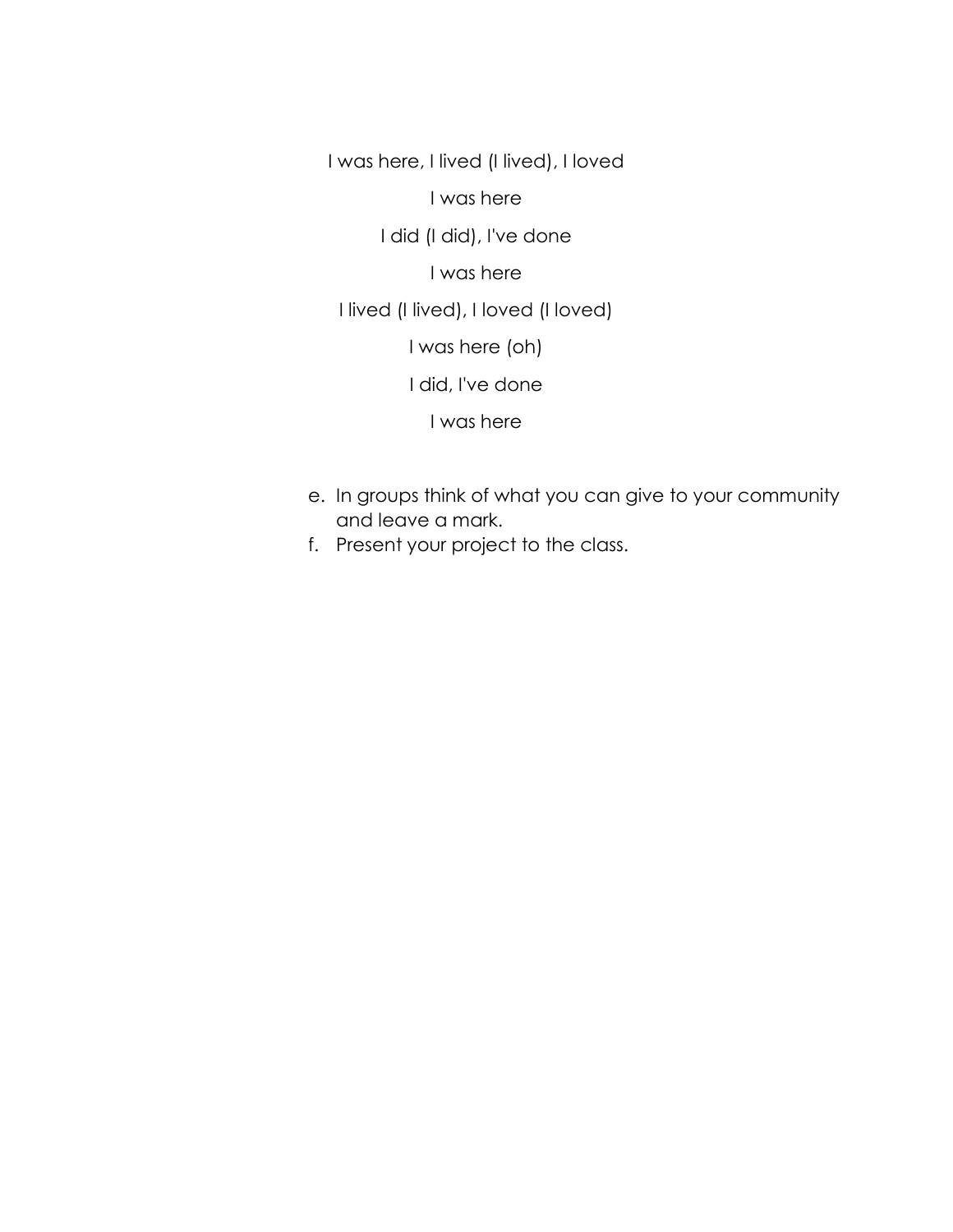I was here, I lived (I lived), I loved

I was here

I did (I did), I've done

I was here

I lived (I lived), I loved (I loved)

I was here (oh)

I did, I've done

I was here

e. In groups think of what you can give to your community and leave a mark.
f. Present your project to the class.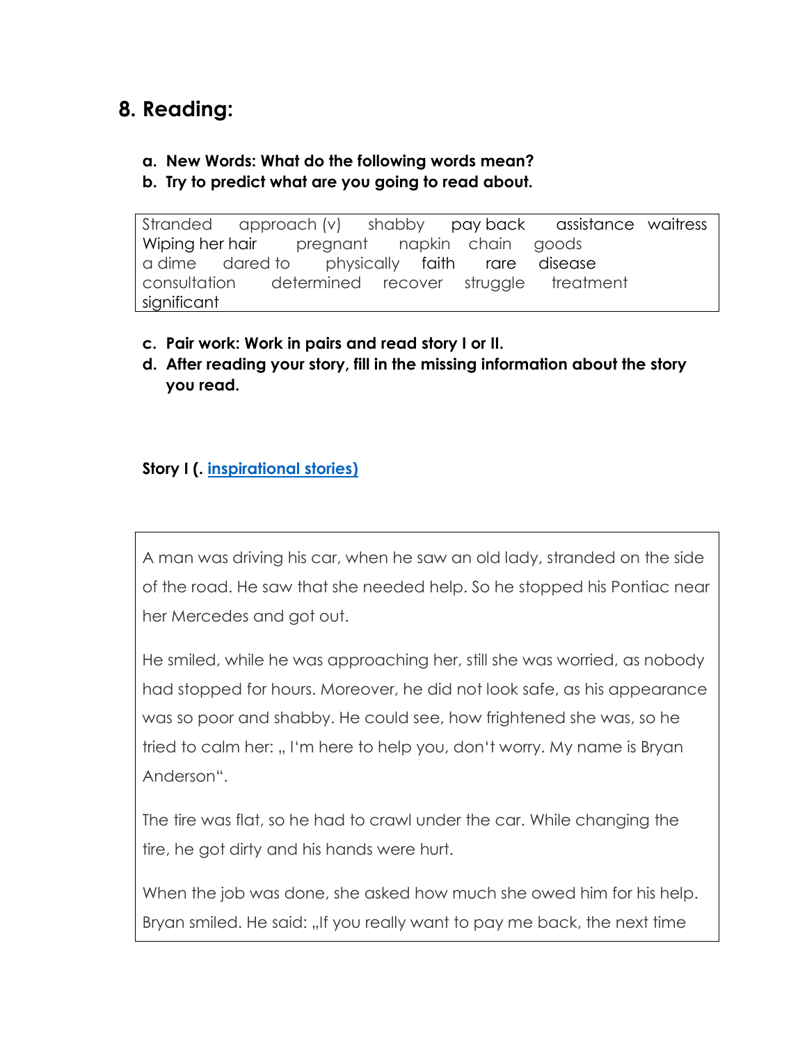## 8. Reading:

a. **New Words: What do the following words mean?**
b. **Try to predict what are you going to read about.**

| | | | | | |
|---|---|---|---|---|---|
| Stranded | approach (v) | shabby | pay back | assistance | waitress |
| Wiping her hair | pregnant | napkin | chain | goods | |
| a dime | dared to | physically | faith | rare | disease |
| consultation | determined | recover | struggle | treatment | |
| significant | | | | | |

c. **Pair work: Work in pairs and read story I or II.**
d. **After reading your story, fill in the missing information about the story you read.**

**Story I (. [inspirational stories)](#)**

A man was driving his car, when he saw an old lady, stranded on the side of the road. He saw that she needed help. So he stopped his Pontiac near her Mercedes and got out.

He smiled, while he was approaching her, still she was worried, as nobody had stopped for hours. Moreover, he did not look safe, as his appearance was so poor and shabby. He could see, how frightened she was, so he tried to calm her: „ I'm here to help you, don't worry. My name is Bryan Anderson".

The tire was flat, so he had to crawl under the car. While changing the tire, he got dirty and his hands were hurt.

When the job was done, she asked how much she owed him for his help. Bryan smiled. He said: „If you really want to pay me back, the next time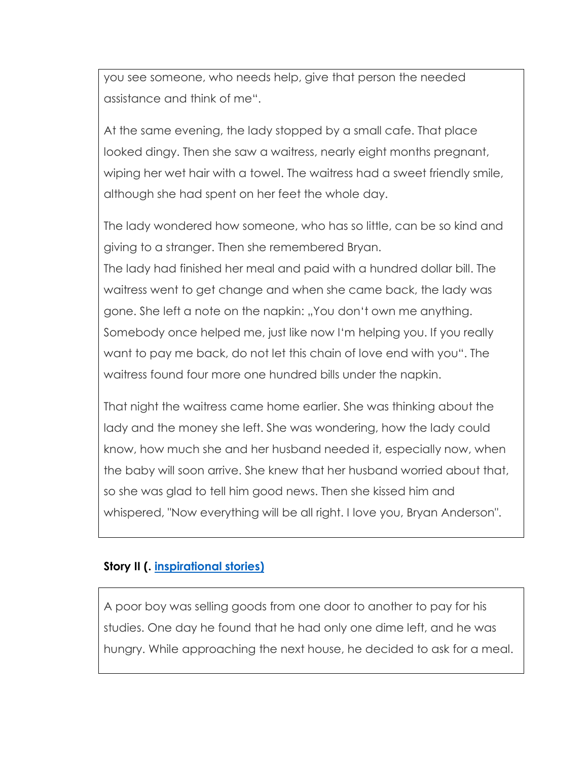you see someone, who needs help, give that person the needed assistance and think of me“.

At the same evening, the lady stopped by a small cafe. That place looked dingy. Then she saw a waitress, nearly eight months pregnant, wiping her wet hair with a towel. The waitress had a sweet friendly smile, although she had spent on her feet the whole day.

The lady wondered how someone, who has so little, can be so kind and giving to a stranger. Then she remembered Bryan.
The lady had finished her meal and paid with a hundred dollar bill. The waitress went to get change and when she came back, the lady was gone. She left a note on the napkin: „You don't own me anything. Somebody once helped me, just like now I‘m helping you. If you really want to pay me back, do not let this chain of love end with you“. The waitress found four more one hundred bills under the napkin.

That night the waitress came home earlier. She was thinking about the lady and the money she left. She was wondering, how the lady could know, how much she and her husband needed it, especially now, when the baby will soon arrive. She knew that her husband worried about that, so she was glad to tell him good news. Then she kissed him and whispered, "Now everything will be all right. I love you, Bryan Anderson".

**Story II (. [inspirational stories)](inspirational stories)**

A poor boy was selling goods from one door to another to pay for his studies. One day he found that he had only one dime left, and he was hungry. While approaching the next house, he decided to ask for a meal.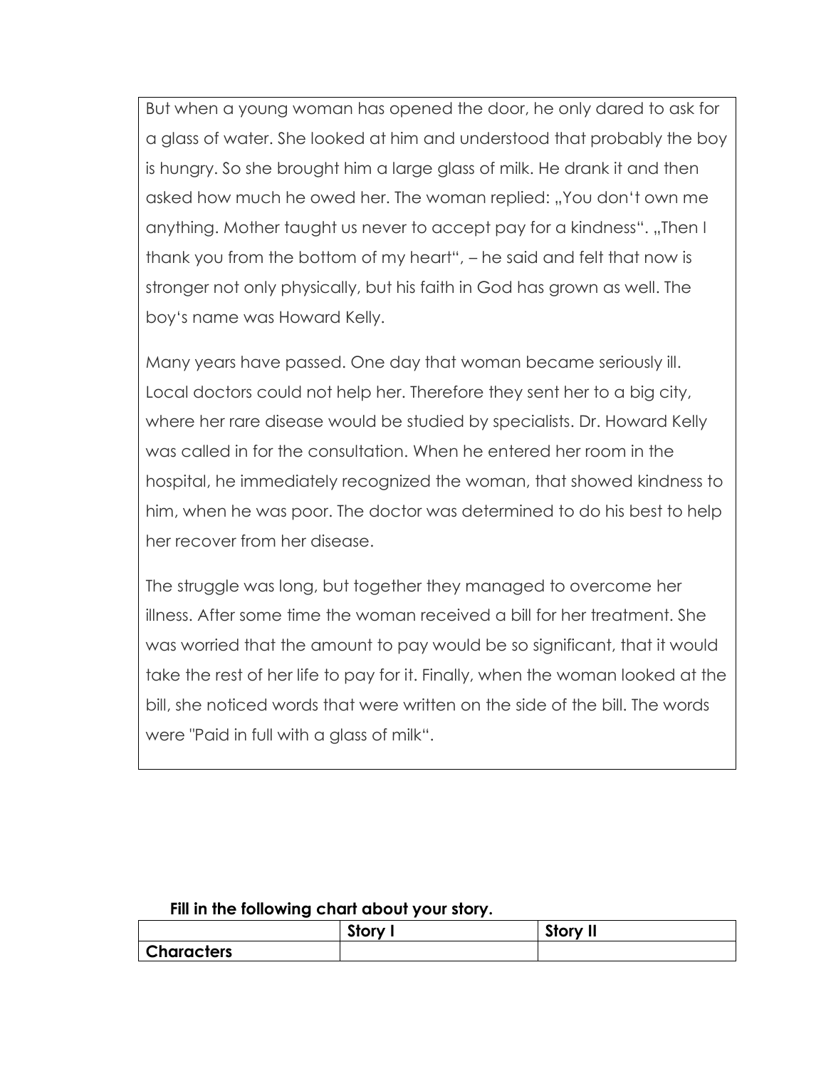But when a young woman has opened the door, he only dared to ask for a glass of water. She looked at him and understood that probably the boy is hungry. So she brought him a large glass of milk. He drank it and then asked how much he owed her. The woman replied: „You don't own me anything. Mother taught us never to accept pay for a kindness". „Then I thank you from the bottom of my heart", – he said and felt that now is stronger not only physically, but his faith in God has grown as well. The boy's name was Howard Kelly.

Many years have passed. One day that woman became seriously ill. Local doctors could not help her. Therefore they sent her to a big city, where her rare disease would be studied by specialists. Dr. Howard Kelly was called in for the consultation. When he entered her room in the hospital, he immediately recognized the woman, that showed kindness to him, when he was poor. The doctor was determined to do his best to help her recover from her disease.

The struggle was long, but together they managed to overcome her illness. After some time the woman received a bill for her treatment. She was worried that the amount to pay would be so significant, that it would take the rest of her life to pay for it. Finally, when the woman looked at the bill, she noticed words that were written on the side of the bill. The words were "Paid in full with a glass of milk".

**Fill in the following chart about your story.**

| | **Story I** | **Story II** |
|---|---|---|
| **Characters** | | |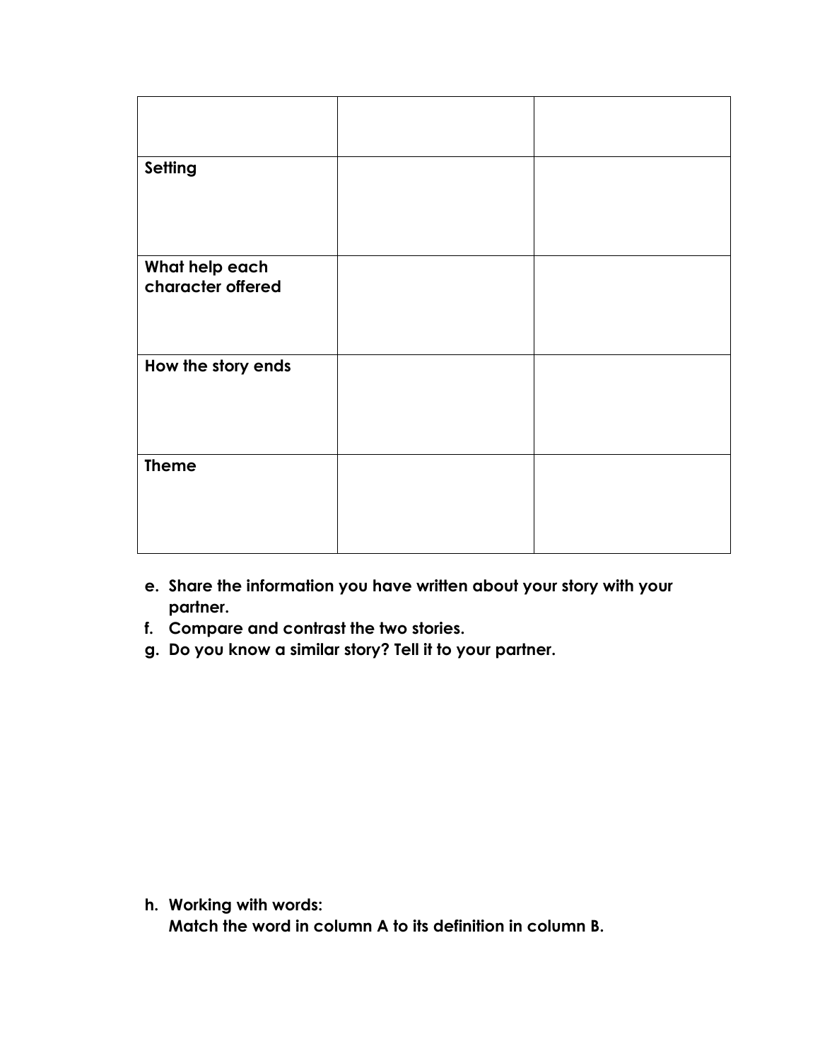| | | |
|---|---|---|
| **Setting** | | |
| **What help each character offered** | | |
| **How the story ends** | | |
| **Theme** | | |

e. **Share the information you have written about your story with your partner.**
f. **Compare and contrast the two stories.**
g. **Do you know a similar story? Tell it to your partner.**

h. **Working with words:**
   **Match the word in column A to its definition in column B.**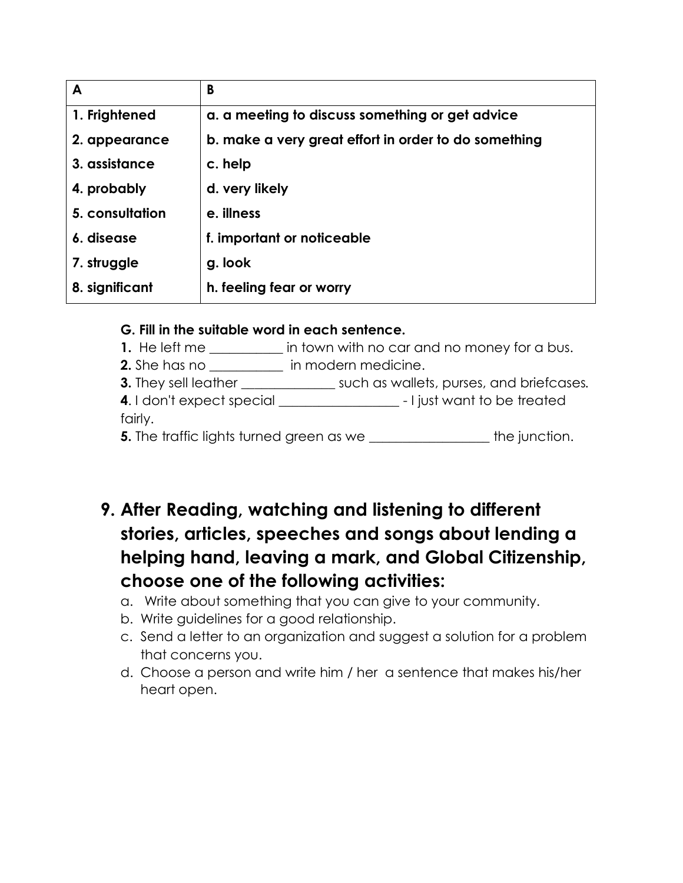| A | B |
|---|---|
| 1. Frightened | a. a meeting to discuss something or get advice |
| 2. appearance | b. make a very great effort in order to do something |
| 3. assistance | c. help |
| 4. probably | d. very likely |
| 5. consultation | e. illness |
| 6. disease | f. important or noticeable |
| 7. struggle | g. look |
| 8. significant | h. feeling fear or worry |

**G. Fill in the suitable word in each sentence.**

**1.** He left me ___________ in town with no car and no money for a bus.

**2.** She has no ___________ in modern medicine.

**3.** They sell leather ______________ such as wallets, purses, and briefcases.

**4**. I don't expect special __________________ - I just want to be treated fairly.

**5.** The traffic lights turned green as we __________________ the junction.

## 9. After Reading, watching and listening to different stories, articles, speeches and songs about lending a helping hand, leaving a mark, and Global Citizenship, choose one of the following activities:

a. Write about something that you can give to your community.

b. Write guidelines for a good relationship.

c. Send a letter to an organization and suggest a solution for a problem that concerns you.

d. Choose a person and write him / her a sentence that makes his/her heart open.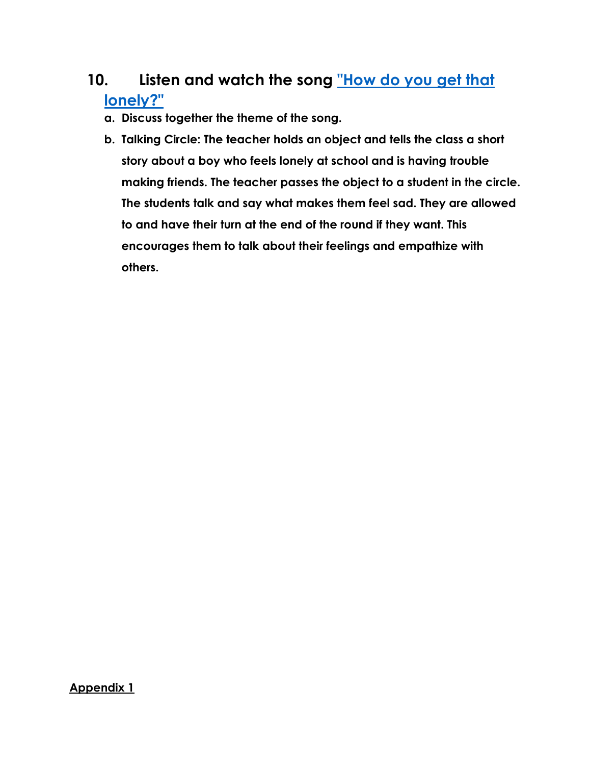## 10. Listen and watch the song "How do you get that lonely?"

a. **Discuss together the theme of the song.**

b. **Talking Circle: The teacher holds an object and tells the class a short story about a boy who feels lonely at school and is having trouble making friends. The teacher passes the object to a student in the circle. The students talk and say what makes them feel sad. They are allowed to and have their turn at the end of the round if they want. This encourages them to talk about their feelings and empathize with others.**

**Appendix 1**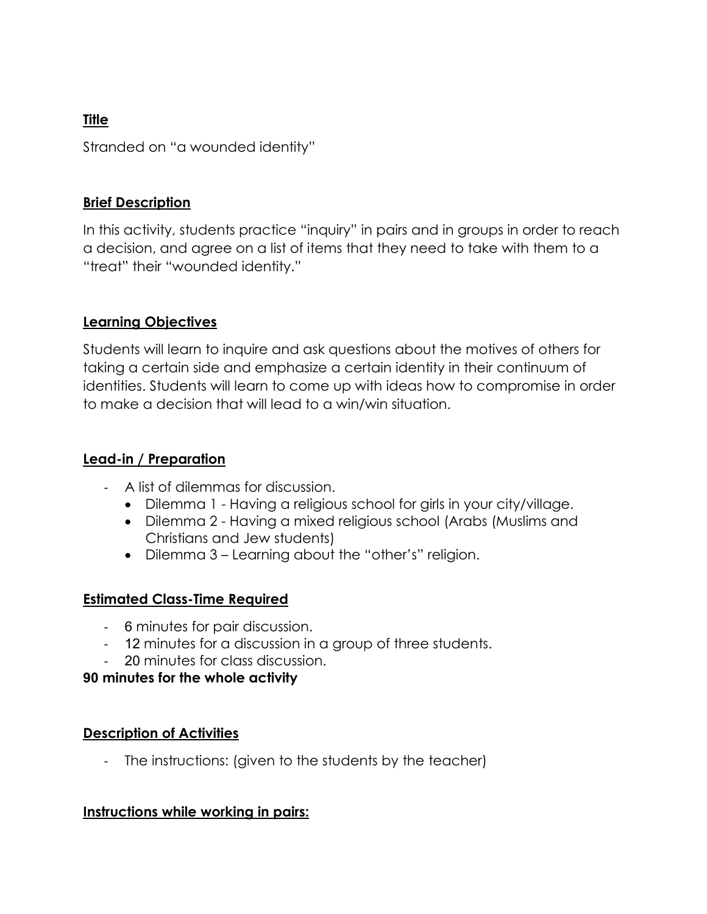**Title**

Stranded on "a wounded identity"

**Brief Description**

In this activity, students practice "inquiry" in pairs and in groups in order to reach a decision, and agree on a list of items that they need to take with them to a "treat" their "wounded identity."

**Learning Objectives**

Students will learn to inquire and ask questions about the motives of others for taking a certain side and emphasize a certain identity in their continuum of identities. Students will learn to come up with ideas how to compromise in order to make a decision that will lead to a win/win situation.

**Lead-in / Preparation**

- A list of dilemmas for discussion.
  - Dilemma 1 - Having a religious school for girls in your city/village.
  - Dilemma 2 - Having a mixed religious school (Arabs (Muslims and Christians and Jew students)
  - Dilemma 3 – Learning about the "other's" religion.

**Estimated Class-Time Required**

- 6 minutes for pair discussion.
- 12 minutes for a discussion in a group of three students.
- 20 minutes for class discussion.

**90 minutes for the whole activity**

**Description of Activities**

- The instructions: (given to the students by the teacher)

**Instructions while working in pairs:**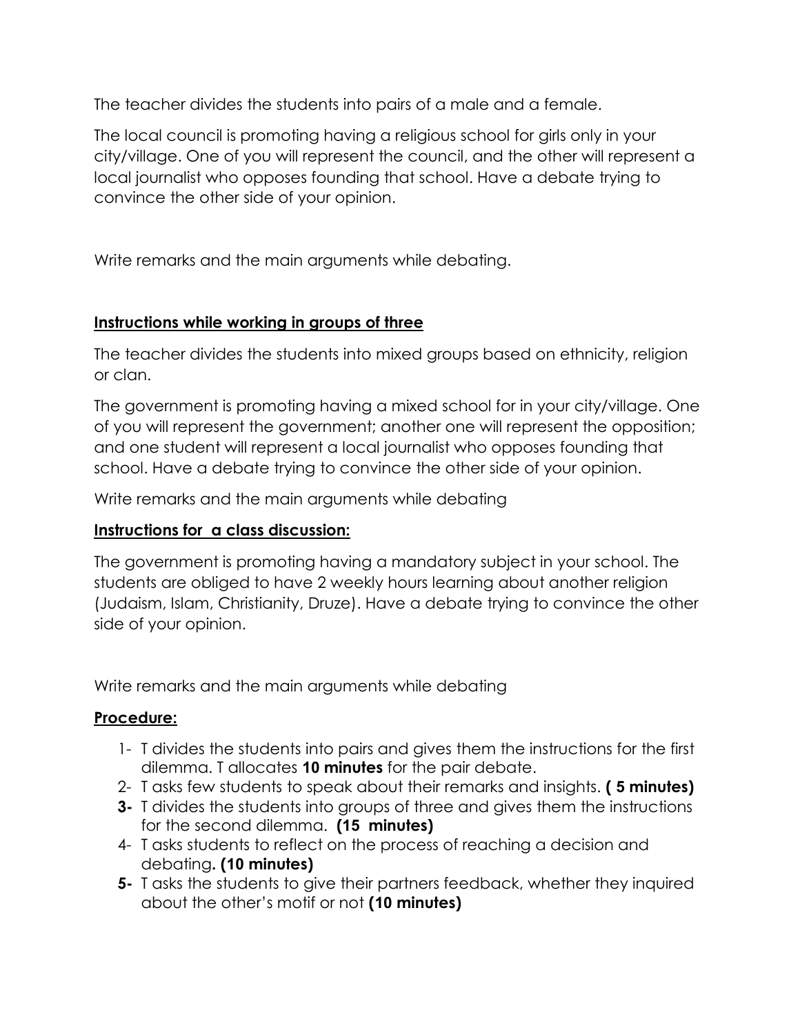The teacher divides the students into pairs of a male and a female.

The local council is promoting having a religious school for girls only in your city/village. One of you will represent the council, and the other will represent a local journalist who opposes founding that school. Have a debate trying to convince the other side of your opinion.

Write remarks and the main arguments while debating.

**Instructions while working in groups of three**

The teacher divides the students into mixed groups based on ethnicity, religion or clan.

The government is promoting having a mixed school for in your city/village. One of you will represent the government; another one will represent the opposition; and one student will represent a local journalist who opposes founding that school. Have a debate trying to convince the other side of your opinion.

Write remarks and the main arguments while debating

**Instructions for a class discussion:**

The government is promoting having a mandatory subject in your school. The students are obliged to have 2 weekly hours learning about another religion (Judaism, Islam, Christianity, Druze). Have a debate trying to convince the other side of your opinion.

Write remarks and the main arguments while debating

**Procedure:**

1- T divides the students into pairs and gives them the instructions for the first dilemma. T allocates **10 minutes** for the pair debate.
2- T asks few students to speak about their remarks and insights. **( 5 minutes)**
3- T divides the students into groups of three and gives them the instructions for the second dilemma. **(15 minutes)**
4- T asks students to reflect on the process of reaching a decision and debating**. (10 minutes)**
5- T asks the students to give their partners feedback, whether they inquired about the other's motif or not **(10 minutes)**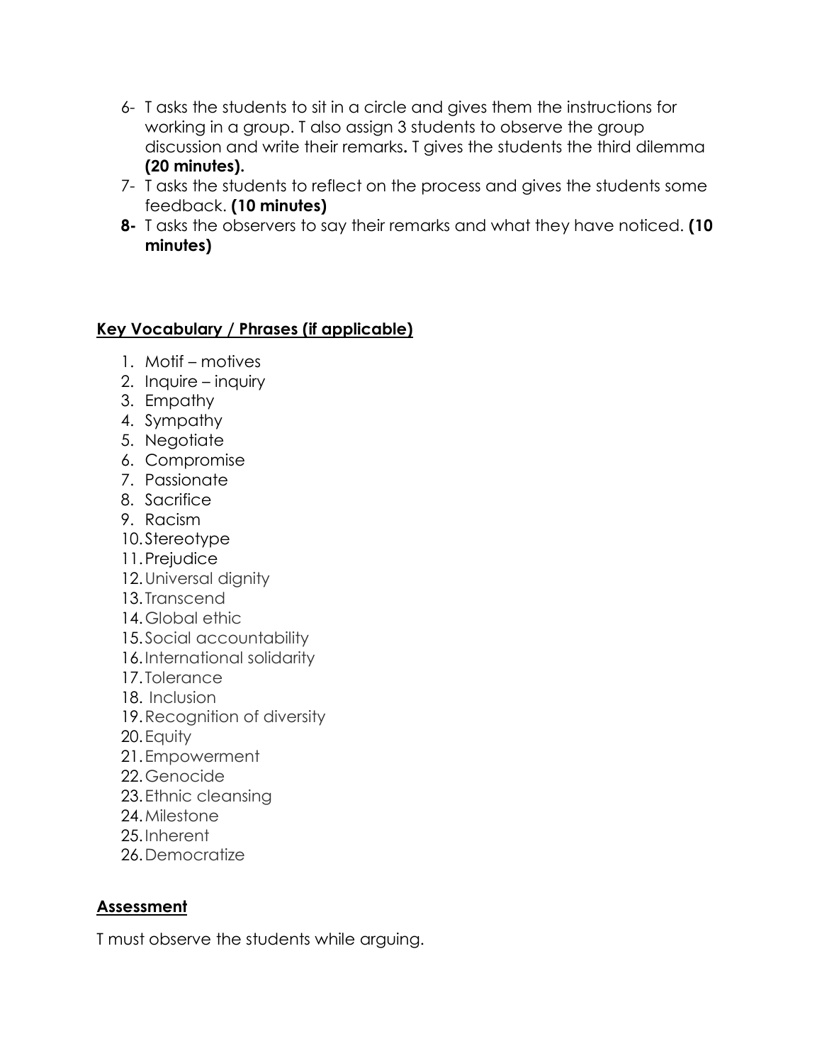6- T asks the students to sit in a circle and gives them the instructions for working in a group. T also assign 3 students to observe the group discussion and write their remarks**.** T gives the students the third dilemma **(20 minutes).**

7- T asks the students to reflect on the process and gives the students some feedback. **(10 minutes)**

**8-** T asks the observers to say their remarks and what they have noticed. **(10 minutes)**

## **<u>Key Vocabulary / Phrases (if applicable)</u>**

1. Motif – motives
2. Inquire – inquiry
3. Empathy
4. Sympathy
5. Negotiate
6. Compromise
7. Passionate
8. Sacrifice
9. Racism
10. Stereotype
11. Prejudice
12. Universal dignity
13. Transcend
14. Global ethic
15. Social accountability
16. International solidarity
17. Tolerance
18. Inclusion
19. Recognition of diversity
20. Equity
21. Empowerment
22. Genocide
23. Ethnic cleansing
24. Milestone
25. Inherent
26. Democratize

## **<u>Assessment</u>**

T must observe the students while arguing.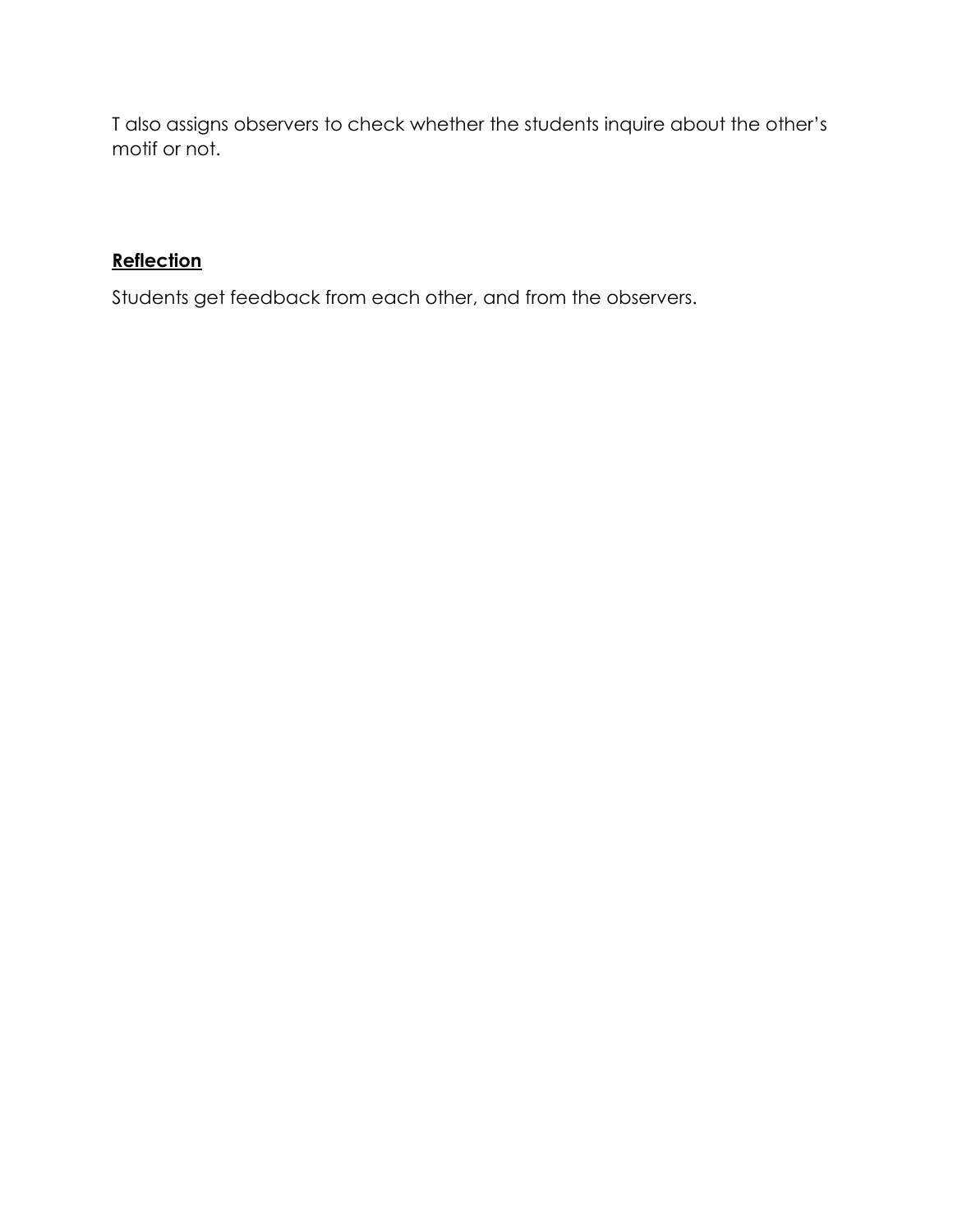T also assigns observers to check whether the students inquire about the other's motif or not.

**Reflection**

Students get feedback from each other, and from the observers.